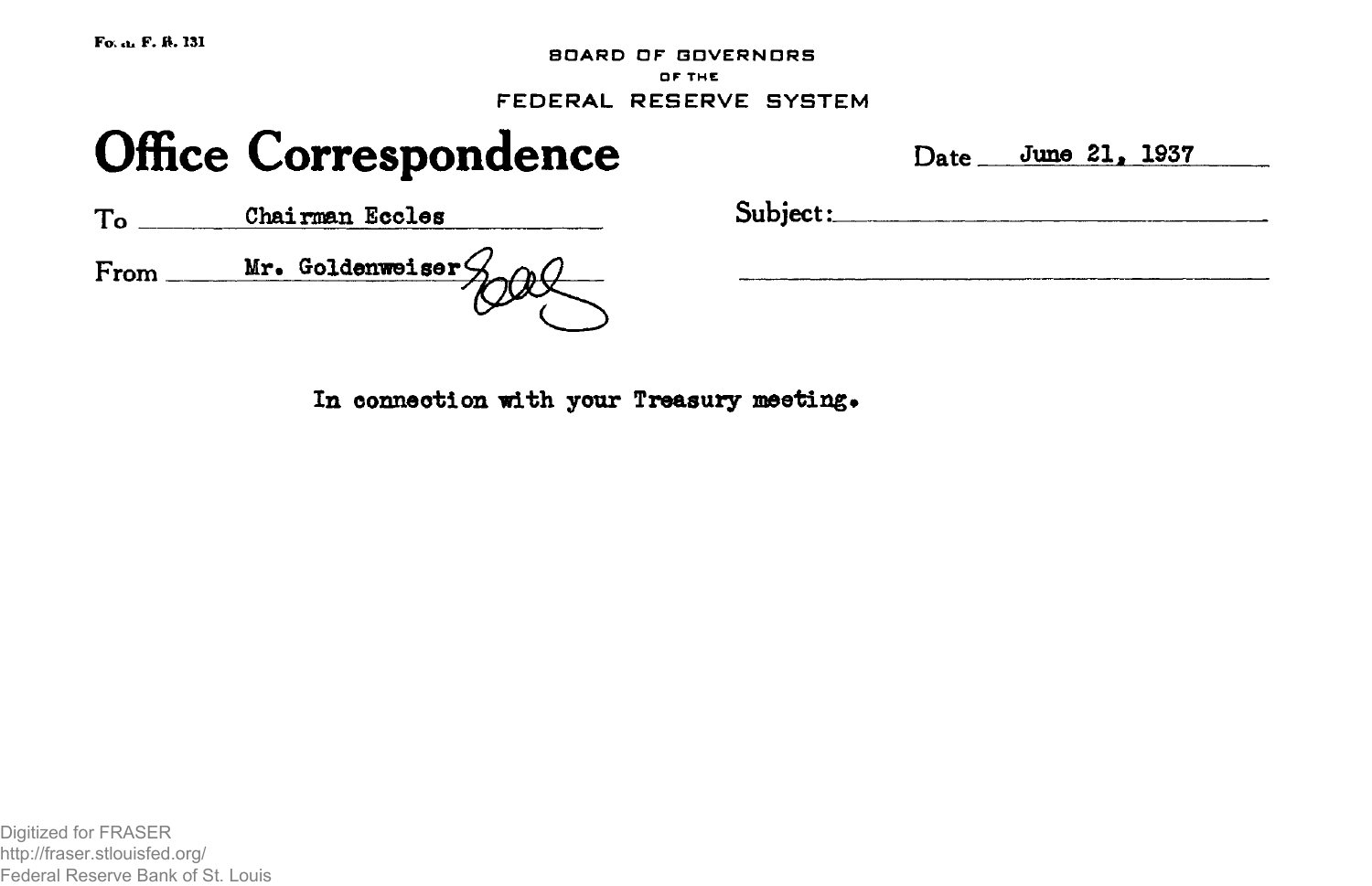Form F. R. 131

BOARD OF GOVERNORS
OF THE
FEDERAL RESERVE SYSTEM

# Office Correspondence

Date June 21, 1937

To Chairman Eccles

Subject:

From Mr. Goldenweiser

In connection with your Treasury meeting.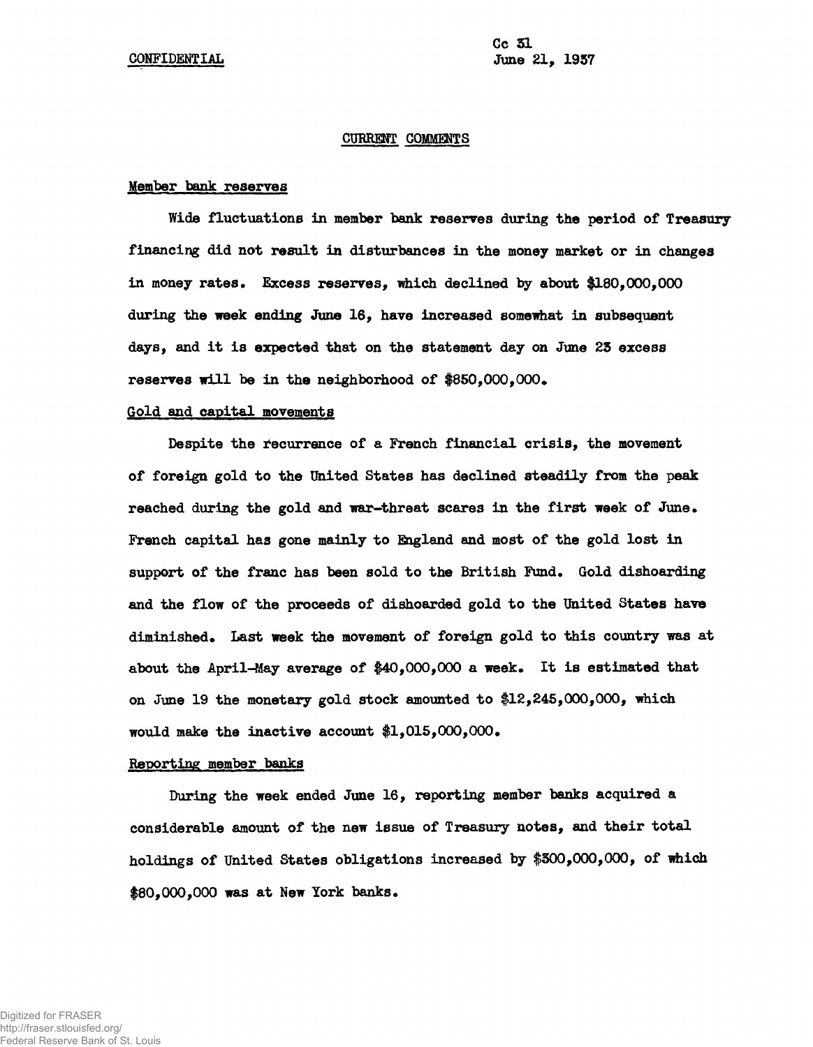CONFIDENTIAL

Cc 31
June 21, 1937

# CURRENT COMMENTS

## Member bank reserves

Wide fluctuations in member bank reserves during the period of Treasury financing did not result in disturbances in the money market or in changes in money rates. Excess reserves, which declined by about $180,000,000 during the week ending June 16, have increased somewhat in subsequent days, and it is expected that on the statement day on June 23 excess reserves will be in the neighborhood of $850,000,000.

## Gold and capital movements

Despite the recurrence of a French financial crisis, the movement of foreign gold to the United States has declined steadily from the peak reached during the gold and war-threat scares in the first week of June. French capital has gone mainly to England and most of the gold lost in support of the franc has been sold to the British Fund. Gold dishoarding and the flow of the proceeds of dishoarded gold to the United States have diminished. Last week the movement of foreign gold to this country was at about the April-May average of $40,000,000 a week. It is estimated that on June 19 the monetary gold stock amounted to $12,245,000,000, which would make the inactive account $1,015,000,000.

## Reporting member banks

During the week ended June 16, reporting member banks acquired a considerable amount of the new issue of Treasury notes, and their total holdings of United States obligations increased by $300,000,000, of which $80,000,000 was at New York banks.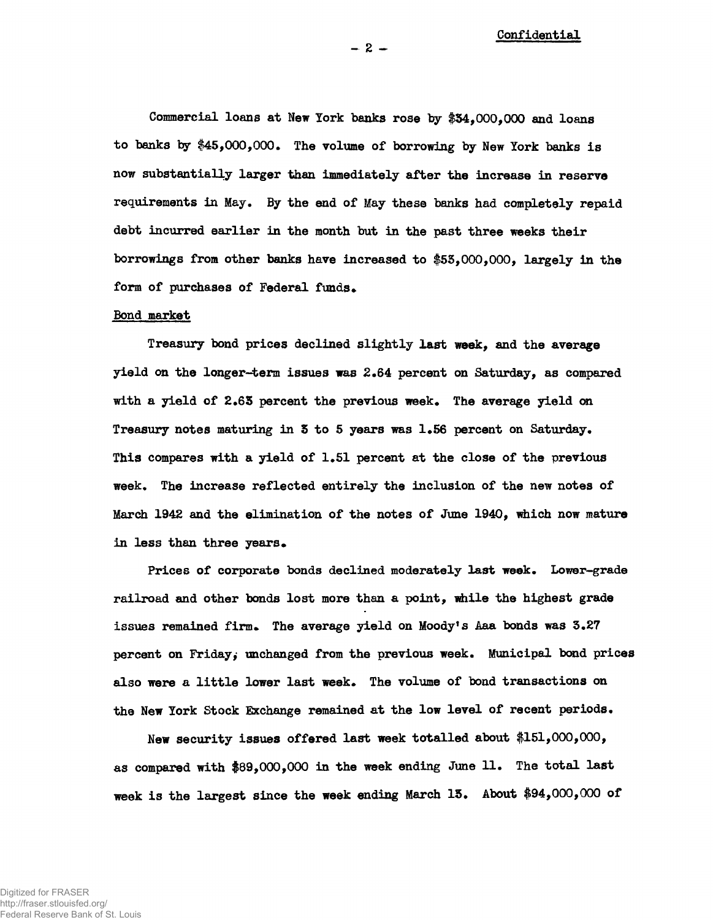Commercial loans at New York banks rose by $34,000,000 and loans to banks by $45,000,000. The volume of borrowing by New York banks is now substantially larger than immediately after the increase in reserve requirements in May. By the end of May these banks had completely repaid debt incurred earlier in the month but in the past three weeks their borrowings from other banks have increased to $53,000,000, largely in the form of purchases of Federal funds.

## Bond market

Treasury bond prices declined slightly last week, and the average yield on the longer-term issues was 2.64 percent on Saturday, as compared with a yield of 2.63 percent the previous week. The average yield on Treasury notes maturing in 3 to 5 years was 1.56 percent on Saturday. This compares with a yield of 1.51 percent at the close of the previous week. The increase reflected entirely the inclusion of the new notes of March 1942 and the elimination of the notes of June 1940, which now mature in less than three years.

Prices of corporate bonds declined moderately last week. Lower-grade railroad and other bonds lost more than a point, while the highest grade issues remained firm. The average yield on Moody's Aaa bonds was 3.27 percent on Friday, unchanged from the previous week. Municipal bond prices also were a little lower last week. The volume of bond transactions on the New York Stock Exchange remained at the low level of recent periods.

New security issues offered last week totalled about $151,000,000, as compared with $89,000,000 in the week ending June 11. The total last week is the largest since the week ending March 13. About $94,000,000 of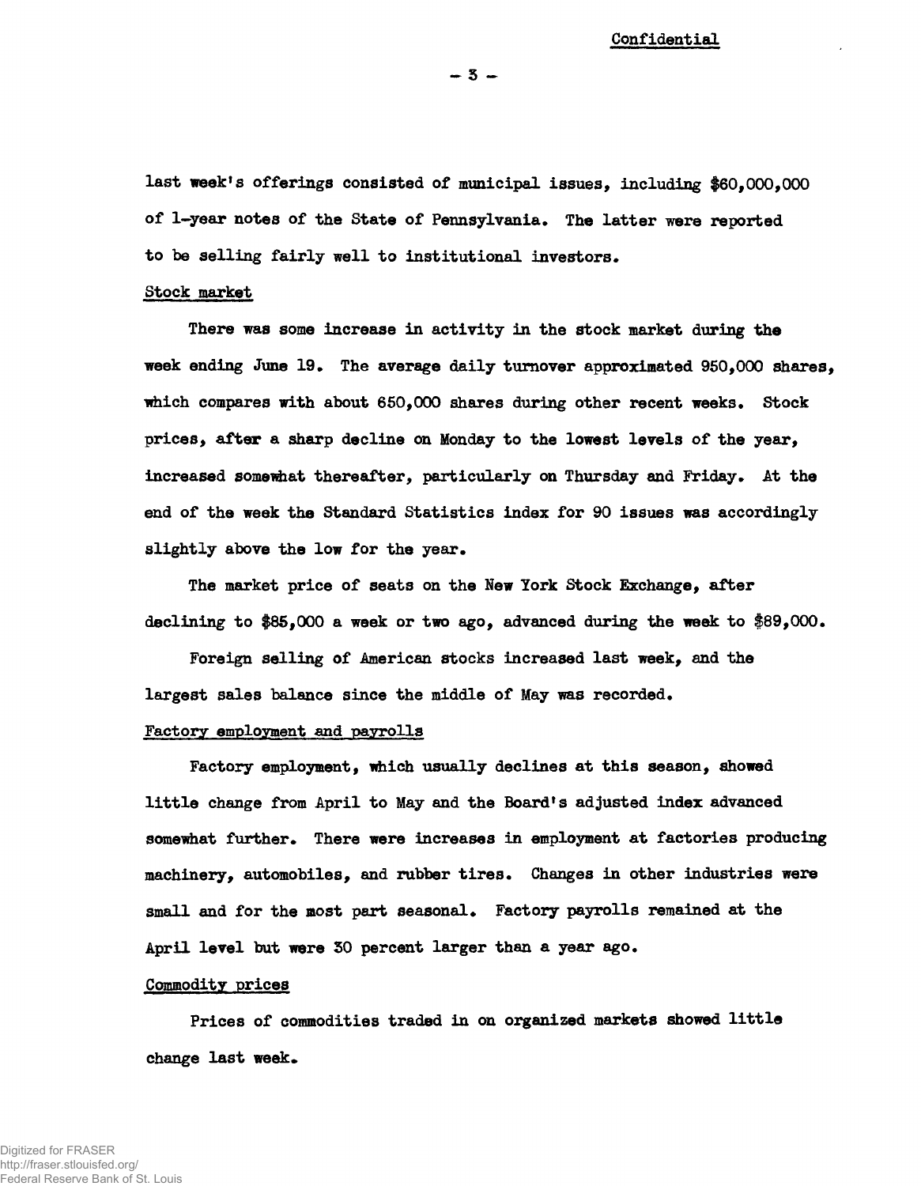Confidential

last week's offerings consisted of municipal issues, including $60,000,000 of 1-year notes of the State of Pennsylvania. The latter were reported to be selling fairly well to institutional investors.

Stock market

There was some increase in activity in the stock market during the week ending June 19. The average daily turnover approximated 950,000 shares, which compares with about 650,000 shares during other recent weeks. Stock prices, after a sharp decline on Monday to the lowest levels of the year, increased somewhat thereafter, particularly on Thursday and Friday. At the end of the week the Standard Statistics index for 90 issues was accordingly slightly above the low for the year.

The market price of seats on the New York Stock Exchange, after declining to $85,000 a week or two ago, advanced during the week to $89,000.

Foreign selling of American stocks increased last week, and the largest sales balance since the middle of May was recorded.

Factory employment and payrolls

Factory employment, which usually declines at this season, showed little change from April to May and the Board's adjusted index advanced somewhat further. There were increases in employment at factories producing machinery, automobiles, and rubber tires. Changes in other industries were small and for the most part seasonal. Factory payrolls remained at the April level but were 30 percent larger than a year ago.

Commodity prices

Prices of commodities traded in on organized markets showed little change last week.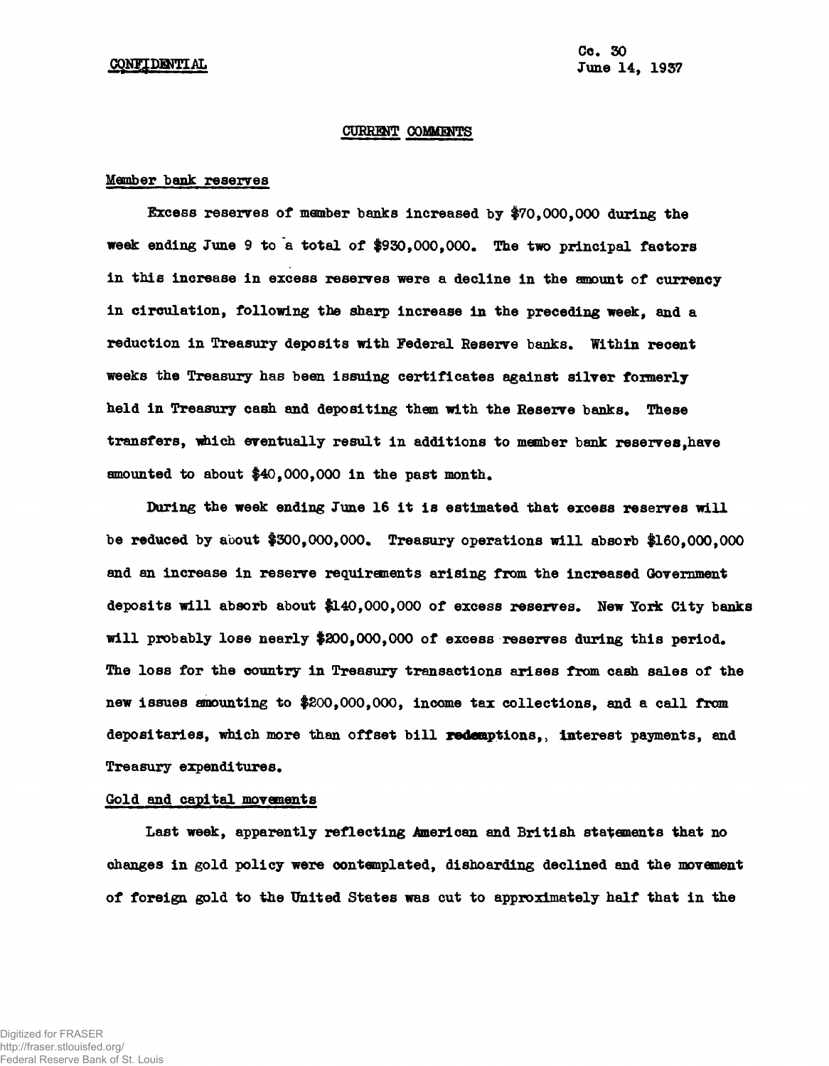CONFIDENTIAL

Cc. 30
June 14, 1937

## CURRENT COMMENTS

### Member bank reserves

Excess reserves of member banks increased by $70,000,000 during the week ending June 9 to a total of $930,000,000. The two principal factors in this increase in excess reserves were a decline in the amount of currency in circulation, following the sharp increase in the preceding week, and a reduction in Treasury deposits with Federal Reserve banks. Within recent weeks the Treasury has been issuing certificates against silver formerly held in Treasury cash and depositing them with the Reserve banks. These transfers, which eventually result in additions to member bank reserves, have amounted to about $40,000,000 in the past month.

During the week ending June 16 it is estimated that excess reserves will be reduced by about $300,000,000. Treasury operations will absorb $160,000,000 and an increase in reserve requirements arising from the increased Government deposits will absorb about $140,000,000 of excess reserves. New York City banks will probably lose nearly $200,000,000 of excess reserves during this period. The loss for the country in Treasury transactions arises from cash sales of the new issues amounting to $200,000,000, income tax collections, and a call from depositaries, which more than offset bill redemptions, interest payments, and Treasury expenditures.

### Gold and capital movements

Last week, apparently reflecting American and British statements that no changes in gold policy were contemplated, dishoarding declined and the movement of foreign gold to the United States was cut to approximately half that in the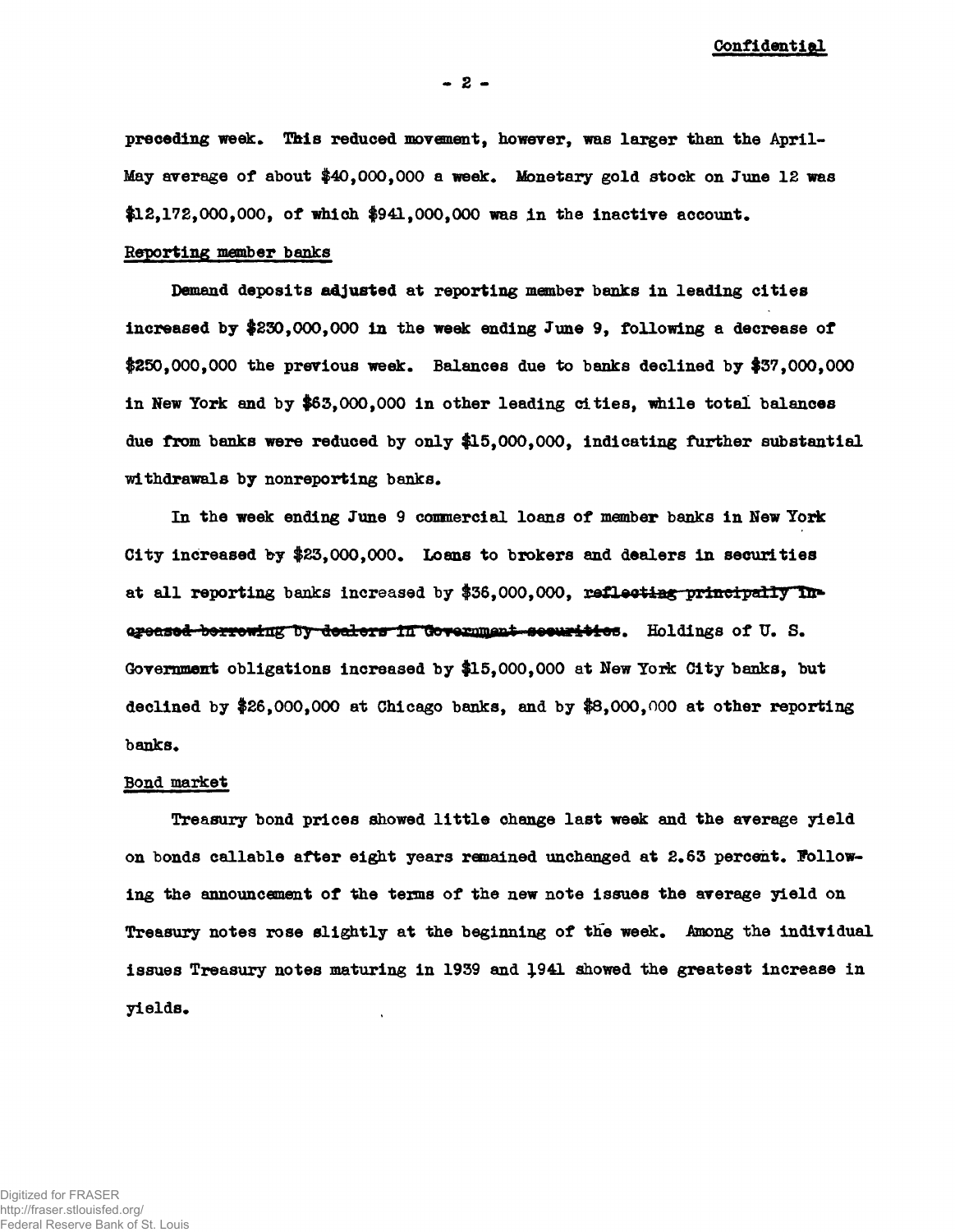preceding week. This reduced movement, however, was larger than the April-May average of about $40,000,000 a week. Monetary gold stock on June 12 was $12,172,000,000, of which $941,000,000 was in the inactive account.

## Reporting member banks

Demand deposits adjusted at reporting member banks in leading cities increased by $230,000,000 in the week ending June 9, following a decrease of $250,000,000 the previous week. Balances due to banks declined by $37,000,000 in New York and by $63,000,000 in other leading cities, while total balances due from banks were reduced by only $15,000,000, indicating further substantial withdrawals by nonreporting banks.

In the week ending June 9 commercial loans of member banks in New York City increased by $23,000,000. Loans to brokers and dealers in securities at all reporting banks increased by $36,000,000, ~~reflecting principally increased borrowing by dealers in Government securities~~. Holdings of U. S. Government obligations increased by $15,000,000 at New York City banks, but declined by $26,000,000 at Chicago banks, and by $8,000,000 at other reporting banks.

## Bond market

Treasury bond prices showed little change last week and the average yield on bonds callable after eight years remained unchanged at 2.63 percent. Following the announcement of the terms of the new note issues the average yield on Treasury notes rose slightly at the beginning of the week. Among the individual issues Treasury notes maturing in 1939 and 1941 showed the greatest increase in yields.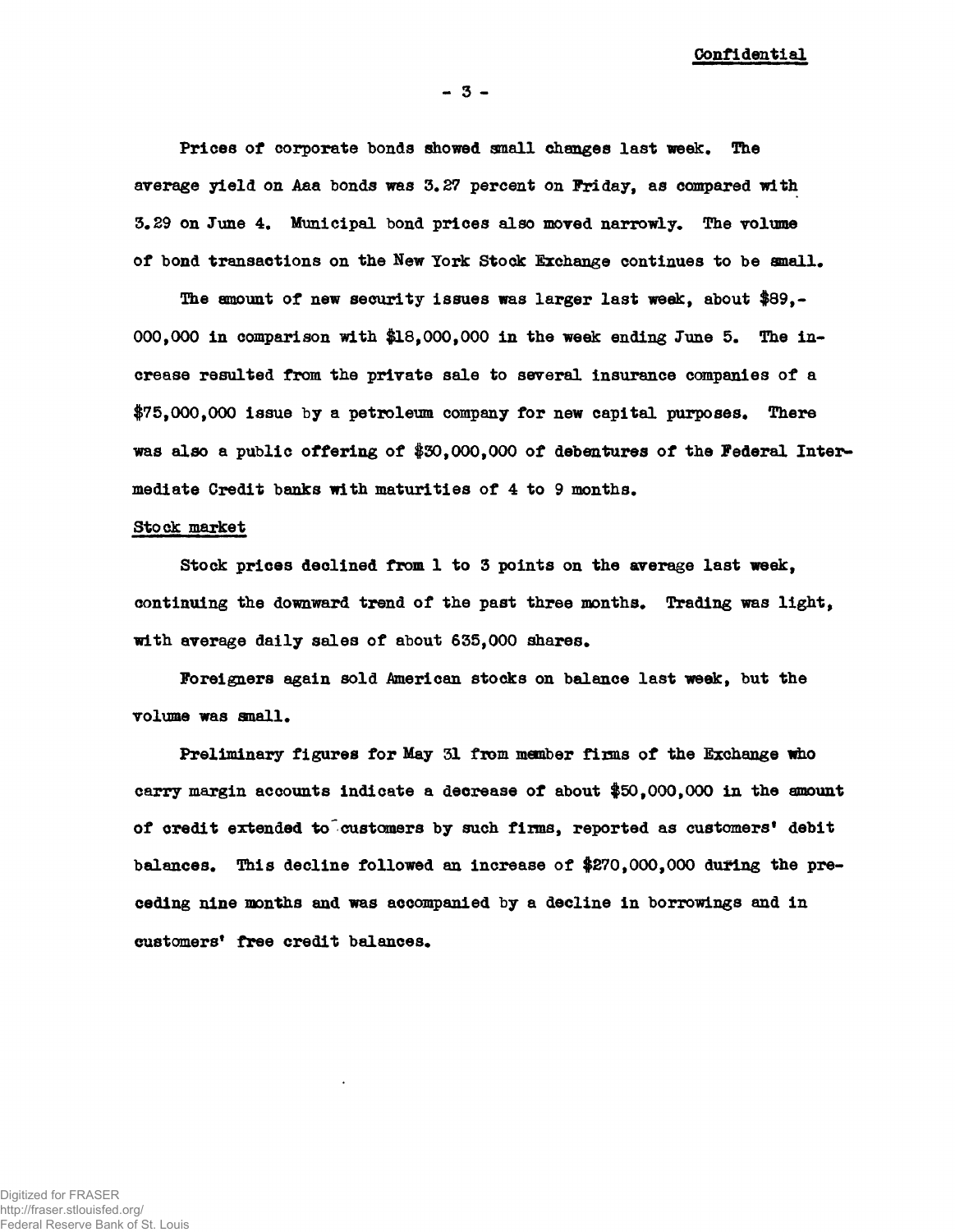Confidential

Prices of corporate bonds showed small changes last week. The average yield on Aaa bonds was 3.27 percent on Friday, as compared with 3.29 on June 4. Municipal bond prices also moved narrowly. The volume of bond transactions on the New York Stock Exchange continues to be small.

The amount of new security issues was larger last week, about $89,000,000 in comparison with $18,000,000 in the week ending June 5. The increase resulted from the private sale to several insurance companies of a $75,000,000 issue by a petroleum company for new capital purposes. There was also a public offering of $30,000,000 of debentures of the Federal Intermediate Credit banks with maturities of 4 to 9 months.

Stock market

Stock prices declined from 1 to 3 points on the average last week, continuing the downward trend of the past three months. Trading was light, with average daily sales of about 635,000 shares.

Foreigners again sold American stocks on balance last week, but the volume was small.

Preliminary figures for May 31 from member firms of the Exchange who carry margin accounts indicate a decrease of about $50,000,000 in the amount of credit extended to customers by such firms, reported as customers' debit balances. This decline followed an increase of $270,000,000 during the preceding nine months and was accompanied by a decline in borrowings and in customers' free credit balances.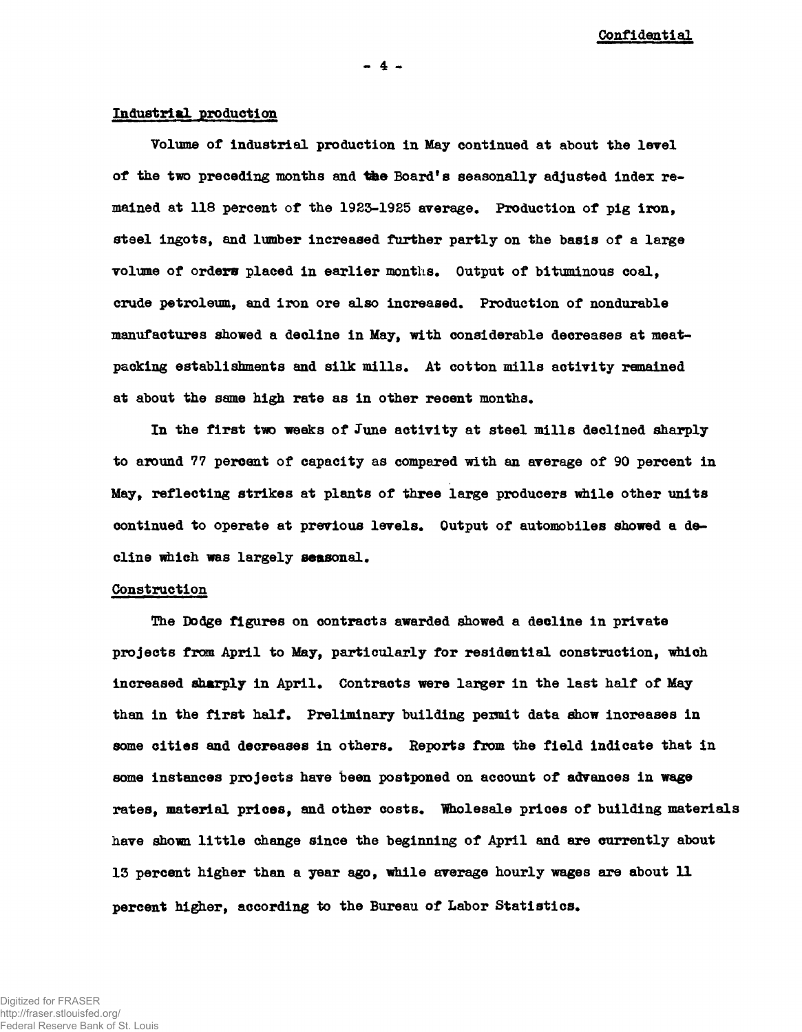Confidential

## Industrial production

Volume of industrial production in May continued at about the level of the two preceding months and the Board's seasonally adjusted index remained at 118 percent of the 1923-1925 average. Production of pig iron, steel ingots, and lumber increased further partly on the basis of a large volume of orders placed in earlier months. Output of bituminous coal, crude petroleum, and iron ore also increased. Production of nondurable manufactures showed a decline in May, with considerable decreases at meat-packing establishments and silk mills. At cotton mills activity remained at about the same high rate as in other recent months.

In the first two weeks of June activity at steel mills declined sharply to around 77 percent of capacity as compared with an average of 90 percent in May, reflecting strikes at plants of three large producers while other units continued to operate at previous levels. Output of automobiles showed a decline which was largely seasonal.

## Construction

The Dodge figures on contracts awarded showed a decline in private projects from April to May, particularly for residential construction, which increased sharply in April. Contracts were larger in the last half of May than in the first half. Preliminary building permit data show increases in some cities and decreases in others. Reports from the field indicate that in some instances projects have been postponed on account of advances in wage rates, material prices, and other costs. Wholesale prices of building materials have shown little change since the beginning of April and are currently about 13 percent higher than a year ago, while average hourly wages are about 11 percent higher, according to the Bureau of Labor Statistics.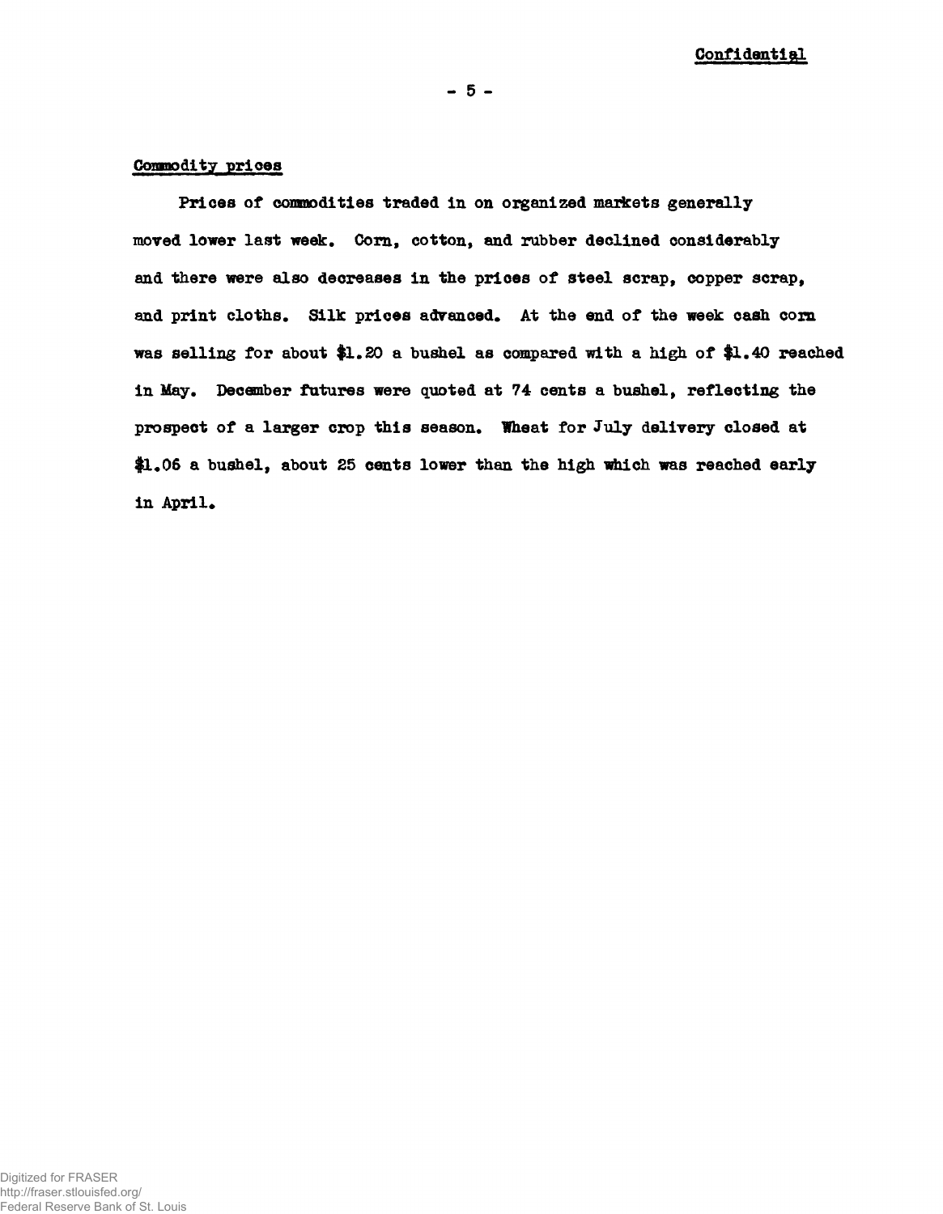Confidential

## Commodity prices

Prices of commodities traded in on organized markets generally moved lower last week. Corn, cotton, and rubber declined considerably and there were also decreases in the prices of steel scrap, copper scrap, and print cloths. Silk prices advanced. At the end of the week cash corn was selling for about $1.20 a bushel as compared with a high of $1.40 reached in May. December futures were quoted at 74 cents a bushel, reflecting the prospect of a larger crop this season. Wheat for July delivery closed at $1.06 a bushel, about 25 cents lower than the high which was reached early in April.